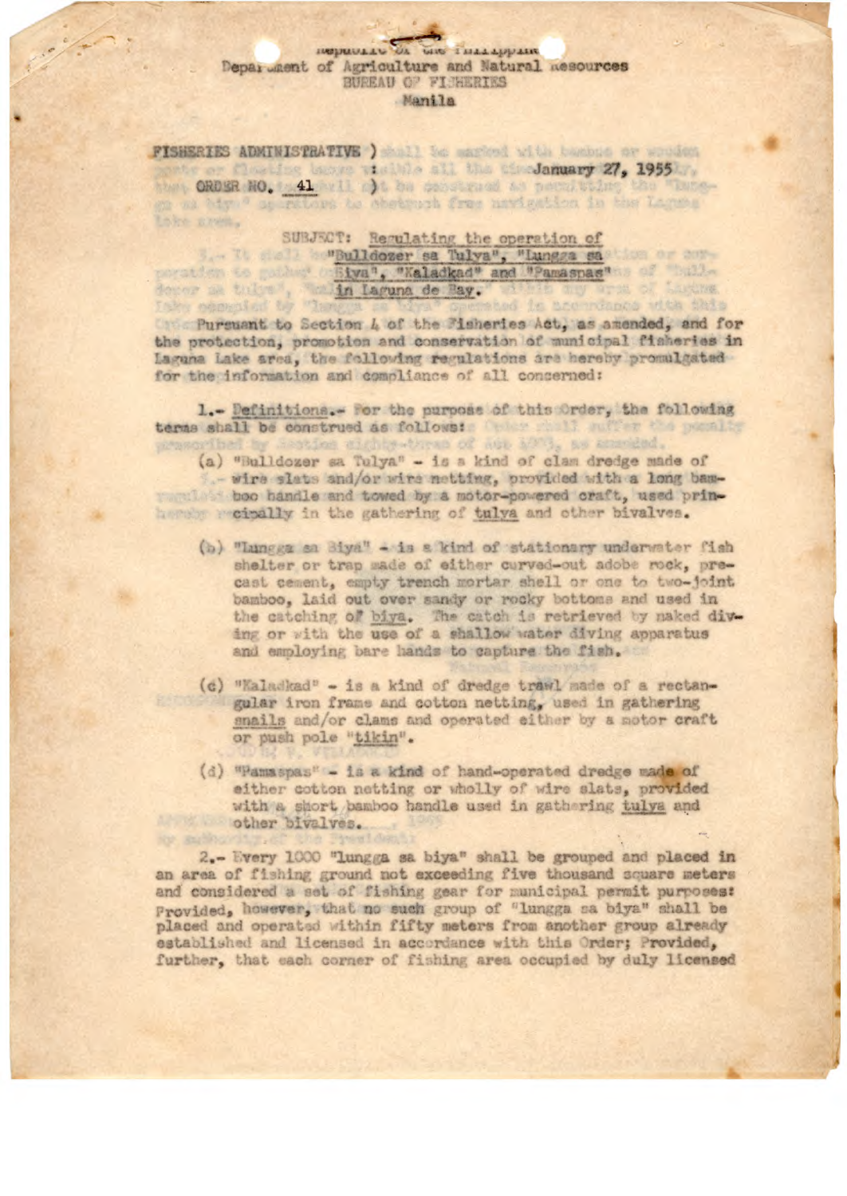Republic of the Philippines
Department of Agriculture and Natural Resources
BUREAU OF FISHERIES
Manila

FISHERIES ADMINISTRATIVE )
: January 27, 1955
ORDER NO. 41 )

SUBJECT: Regulating the operation of "Bulldozer sa Tulya", "Lungga sa Biya", "Kaladkad" and "Pamaspas" in Laguna de Bay.

Pursuant to Section 4 of the Fisheries Act, as amended, and for the protection, promotion and conservation of municipal fisheries in Laguna Lake area, the following regulations are hereby promulgated for the information and compliance of all concerned:

1.- Definitions.- For the purpose of this Order, the following terms shall be construed as follows:

(a) "Bulldozer sa Tulya" - is a kind of clam dredge made of wire slats and/or wire netting, provided with a long bamboo handle and towed by a motor-powered craft, used principally in the gathering of tulya and other bivalves.

(b) "Lungga sa Biya" - is a kind of stationary underwater fish shelter or trap made of either curved-out adobe rock, pre-cast cement, empty trench mortar shell or one to two-joint bamboo, laid out over sandy or rocky bottoms and used in the catching of biya. The catch is retrieved by naked diving or with the use of a shallow water diving apparatus and employing bare hands to capture the fish.

(c) "Kaladkad" - is a kind of dredge trawl made of a rectangular iron frame and cotton netting, used in gathering snails and/or clams and operated either by a motor craft or push pole "tikin".

(d) "Pamaspas" - is a kind of hand-operated dredge made of either cotton netting or wholly of wire slats, provided with a short bamboo handle used in gathering tulya and other bivalves.

2.- Every 1000 "lungga sa biya" shall be grouped and placed in an area of fishing ground not exceeding five thousand square meters and considered a set of fishing gear for municipal permit purposes: Provided, however, that no such group of "lungga sa biya" shall be placed and operated within fifty meters from another group already established and licensed in accordance with this Order; Provided, further, that each corner of fishing area occupied by duly licensed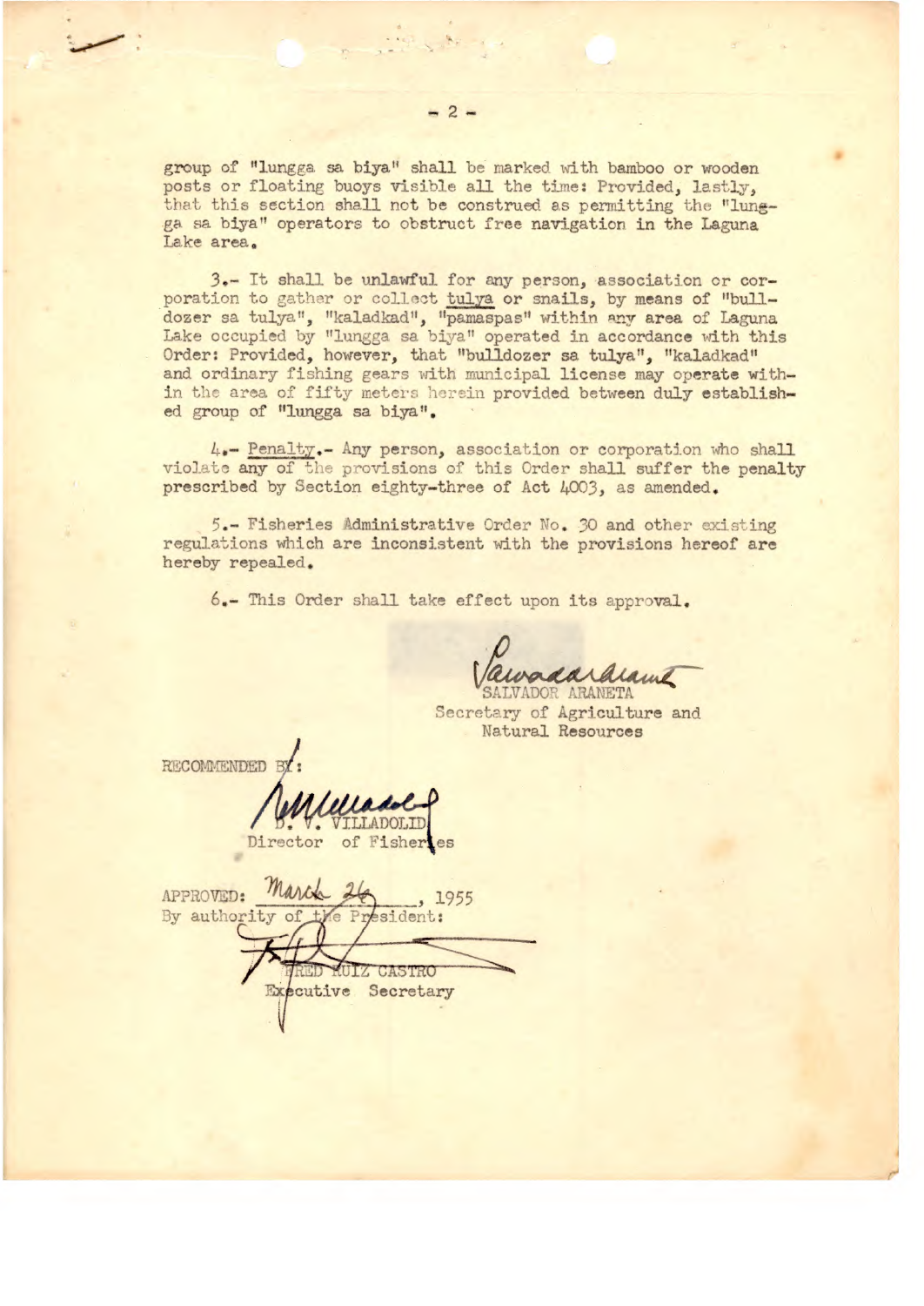group of "lungga sa biya" shall be marked with bamboo or wooden posts or floating buoys visible all the time: Provided, lastly, that this section shall not be construed as permitting the "lungga sa biya" operators to obstruct free navigation in the Laguna Lake area.

3.- It shall be unlawful for any person, association or corporation to gather or collect tulya or snails, by means of "bulldozer sa tulya", "kaladkad", "pamaspas" within any area of Laguna Lake occupied by "lungga sa biya" operated in accordance with this Order: Provided, however, that "bulldozer sa tulya", "kaladkad" and ordinary fishing gears with municipal license may operate within the area of fifty meters herein provided between duly established group of "lungga sa biya".

4.- Penalty.- Any person, association or corporation who shall violate any of the provisions of this Order shall suffer the penalty prescribed by Section eighty-three of Act 4003, as amended.

5.- Fisheries Administrative Order No. 30 and other existing regulations which are inconsistent with the provisions hereof are hereby repealed.

6.- This Order shall take effect upon its approval.

SALVADOR ARANETA
Secretary of Agriculture and
Natural Resources

RECOMMENDED BY:

D. V. VILLADOLID
Director of Fisheries

APPROVED: March 26, 1955
By authority of the President:

FRED RUIZ CASTRO
Executive Secretary